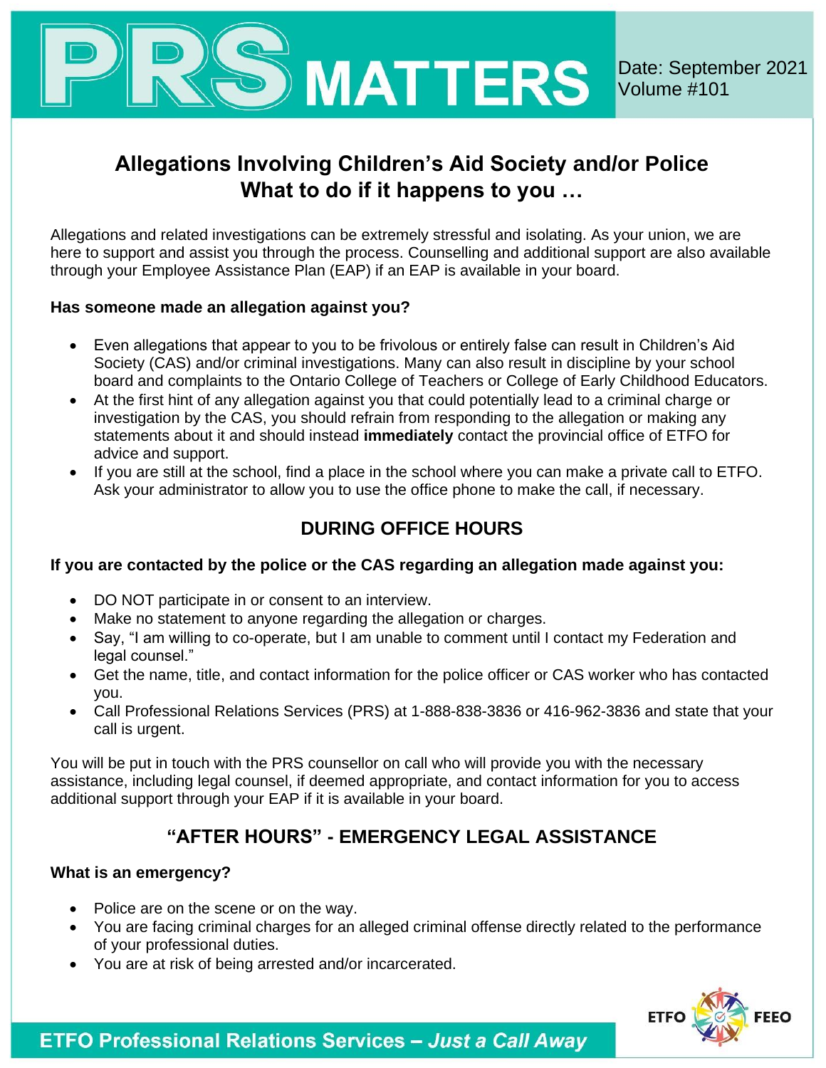# PRS MATTERS

Date: September 2021
Volume #101

## Allegations Involving Children's Aid Society and/or Police
## What to do if it happens to you …

Allegations and related investigations can be extremely stressful and isolating. As your union, we are here to support and assist you through the process. Counselling and additional support are also available through your Employee Assistance Plan (EAP) if an EAP is available in your board.

**Has someone made an allegation against you?**

- Even allegations that appear to you to be frivolous or entirely false can result in Children's Aid Society (CAS) and/or criminal investigations. Many can also result in discipline by your school board and complaints to the Ontario College of Teachers or College of Early Childhood Educators.
- At the first hint of any allegation against you that could potentially lead to a criminal charge or investigation by the CAS, you should refrain from responding to the allegation or making any statements about it and should instead **immediately** contact the provincial office of ETFO for advice and support.
- If you are still at the school, find a place in the school where you can make a private call to ETFO. Ask your administrator to allow you to use the office phone to make the call, if necessary.

### DURING OFFICE HOURS

**If you are contacted by the police or the CAS regarding an allegation made against you:**

- DO NOT participate in or consent to an interview.
- Make no statement to anyone regarding the allegation or charges.
- Say, "I am willing to co-operate, but I am unable to comment until I contact my Federation and legal counsel."
- Get the name, title, and contact information for the police officer or CAS worker who has contacted you.
- Call Professional Relations Services (PRS) at 1-888-838-3836 or 416-962-3836 and state that your call is urgent.

You will be put in touch with the PRS counsellor on call who will provide you with the necessary assistance, including legal counsel, if deemed appropriate, and contact information for you to access additional support through your EAP if it is available in your board.

### "AFTER HOURS" - EMERGENCY LEGAL ASSISTANCE

**What is an emergency?**

- Police are on the scene or on the way.
- You are facing criminal charges for an alleged criminal offense directly related to the performance of your professional duties.
- You are at risk of being arrested and/or incarcerated.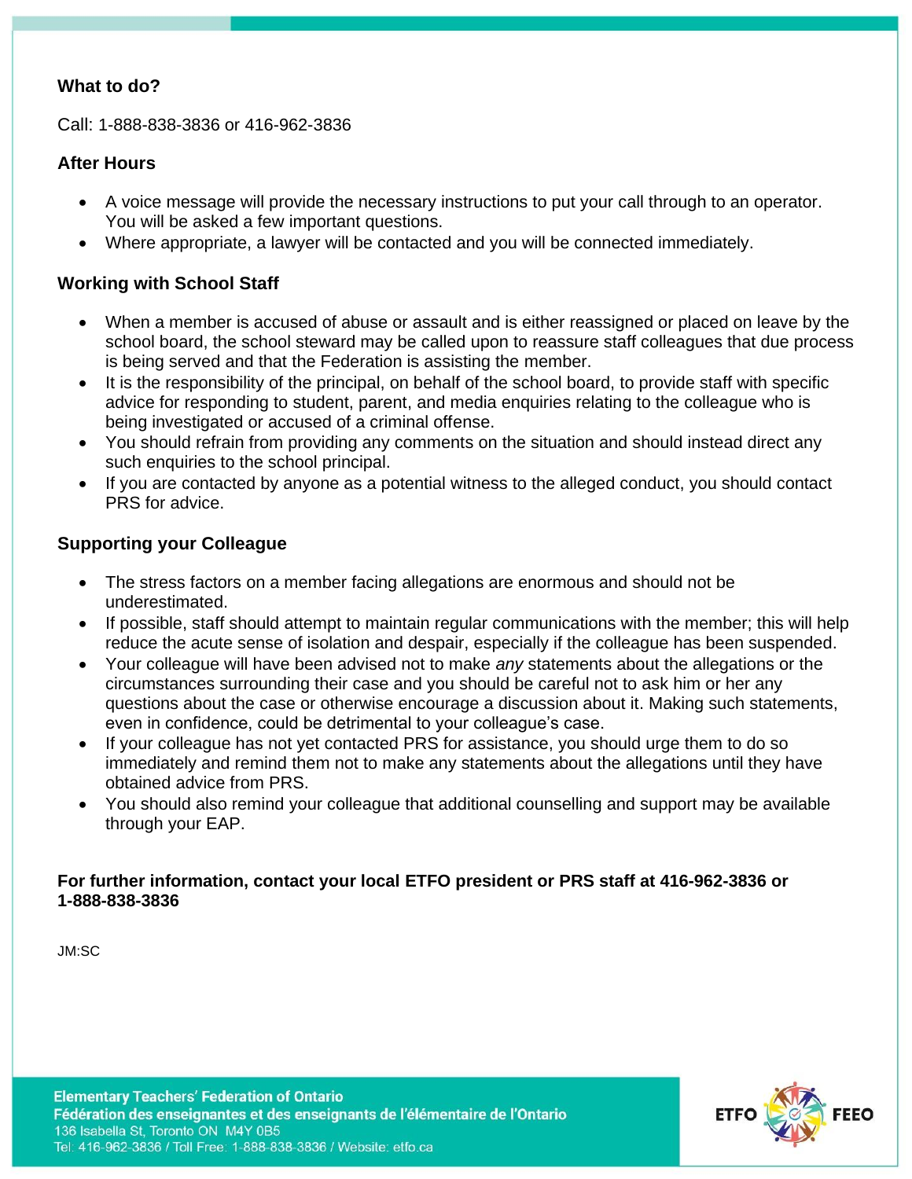**What to do?**

Call: 1-888-838-3836 or 416-962-3836

**After Hours**

- A voice message will provide the necessary instructions to put your call through to an operator. You will be asked a few important questions.
- Where appropriate, a lawyer will be contacted and you will be connected immediately.

**Working with School Staff**

- When a member is accused of abuse or assault and is either reassigned or placed on leave by the school board, the school steward may be called upon to reassure staff colleagues that due process is being served and that the Federation is assisting the member.
- It is the responsibility of the principal, on behalf of the school board, to provide staff with specific advice for responding to student, parent, and media enquiries relating to the colleague who is being investigated or accused of a criminal offense.
- You should refrain from providing any comments on the situation and should instead direct any such enquiries to the school principal.
- If you are contacted by anyone as a potential witness to the alleged conduct, you should contact PRS for advice.

**Supporting your Colleague**

- The stress factors on a member facing allegations are enormous and should not be underestimated.
- If possible, staff should attempt to maintain regular communications with the member; this will help reduce the acute sense of isolation and despair, especially if the colleague has been suspended.
- Your colleague will have been advised not to make *any* statements about the allegations or the circumstances surrounding their case and you should be careful not to ask him or her any questions about the case or otherwise encourage a discussion about it. Making such statements, even in confidence, could be detrimental to your colleague's case.
- If your colleague has not yet contacted PRS for assistance, you should urge them to do so immediately and remind them not to make any statements about the allegations until they have obtained advice from PRS.
- You should also remind your colleague that additional counselling and support may be available through your EAP.

**For further information, contact your local ETFO president or PRS staff at 416-962-3836 or 1-888-838-3836**

JM:SC

**Elementary Teachers' Federation of Ontario**
**Fédération des enseignantes et des enseignants de l'élémentaire de l'Ontario**
136 Isabella St, Toronto ON M4Y 0B5
Tel: 416-962-3836 / Toll Free: 1-888-838-3836 / Website: etfo.ca

ETFO FEEO